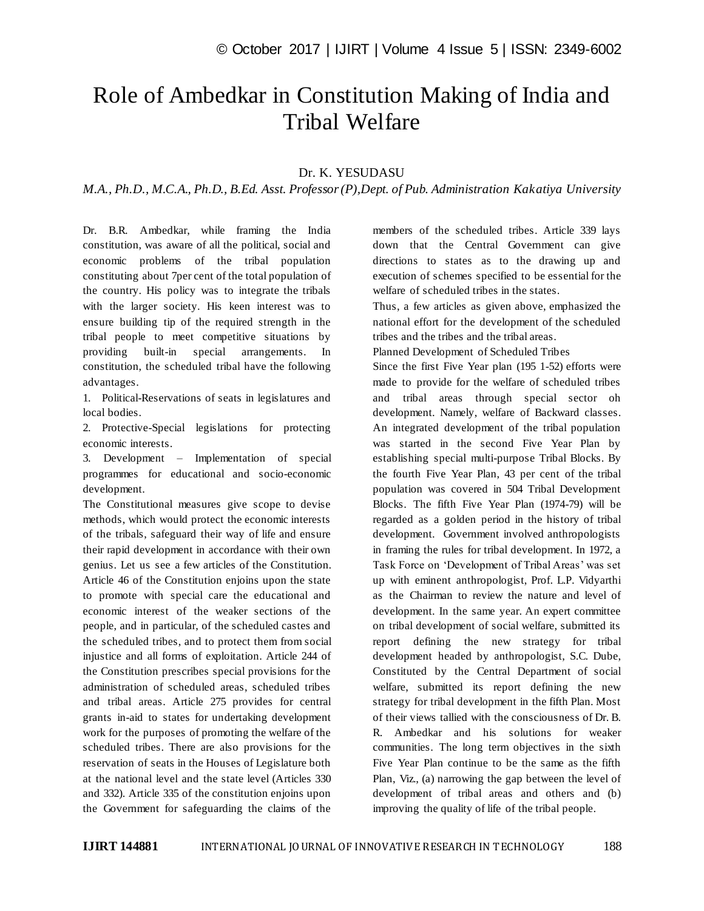# Role of Ambedkar in Constitution Making of India and Tribal Welfare

Dr. K. YESUDASU

*M.A., Ph.D., M.C.A., Ph.D., B.Ed. Asst. Professor (P), Dept. of Pub. Administration Kakatiya University*

Dr. B.R. Ambedkar, while framing the India constitution, was aware of all the political, social and economic problems of the tribal population constituting about 7per cent of the total population of the country. His policy was to integrate the tribals with the larger society. His keen interest was to ensure building tip of the required strength in the tribal people to meet competitive situations by providing built-in special arrangements. In constitution, the scheduled tribal have the following advantages.

1. Political-Reservations of seats in legislatures and local bodies.
2. Protective-Special legislations for protecting economic interests.
3. Development – Implementation of special programmes for educational and socio-economic development.

The Constitutional measures give scope to devise methods, which would protect the economic interests of the tribals, safeguard their way of life and ensure their rapid development in accordance with their own genius. Let us see a few articles of the Constitution. Article 46 of the Constitution enjoins upon the state to promote with special care the educational and economic interest of the weaker sections of the people, and in particular, of the scheduled castes and the scheduled tribes, and to protect them from social injustice and all forms of exploitation. Article 244 of the Constitution prescribes special provisions for the administration of scheduled areas, scheduled tribes and tribal areas. Article 275 provides for central grants in-aid to states for undertaking development work for the purposes of promoting the welfare of the scheduled tribes. There are also provisions for the reservation of seats in the Houses of Legislature both at the national level and the state level (Articles 330 and 332). Article 335 of the constitution enjoins upon the Government for safeguarding the claims of the members of the scheduled tribes. Article 339 lays down that the Central Government can give directions to states as to the drawing up and execution of schemes specified to be essential for the welfare of scheduled tribes in the states.

Thus, a few articles as given above, emphasized the national effort for the development of the scheduled tribes and the tribes and the tribal areas.

Planned Development of Scheduled Tribes

Since the first Five Year plan (195 1-52) efforts were made to provide for the welfare of scheduled tribes and tribal areas through special sector oh development. Namely, welfare of Backward classes. An integrated development of the tribal population was started in the second Five Year Plan by establishing special multi-purpose Tribal Blocks. By the fourth Five Year Plan, 43 per cent of the tribal population was covered in 504 Tribal Development Blocks. The fifth Five Year Plan (1974-79) will be regarded as a golden period in the history of tribal development. Government involved anthropologists in framing the rules for tribal development. In 1972, a Task Force on 'Development of Tribal Areas' was set up with eminent anthropologist, Prof. L.P. Vidyarthi as the Chairman to review the nature and level of development. In the same year. An expert committee on tribal development of social welfare, submitted its report defining the new strategy for tribal development headed by anthropologist, S.C. Dube, Constituted by the Central Department of social welfare, submitted its report defining the new strategy for tribal development in the fifth Plan. Most of their views tallied with the consciousness of Dr. B. R. Ambedkar and his solutions for weaker communities. The long term objectives in the sixth Five Year Plan continue to be the same as the fifth Plan, Viz., (a) narrowing the gap between the level of development of tribal areas and others and (b) improving the quality of life of the tribal people.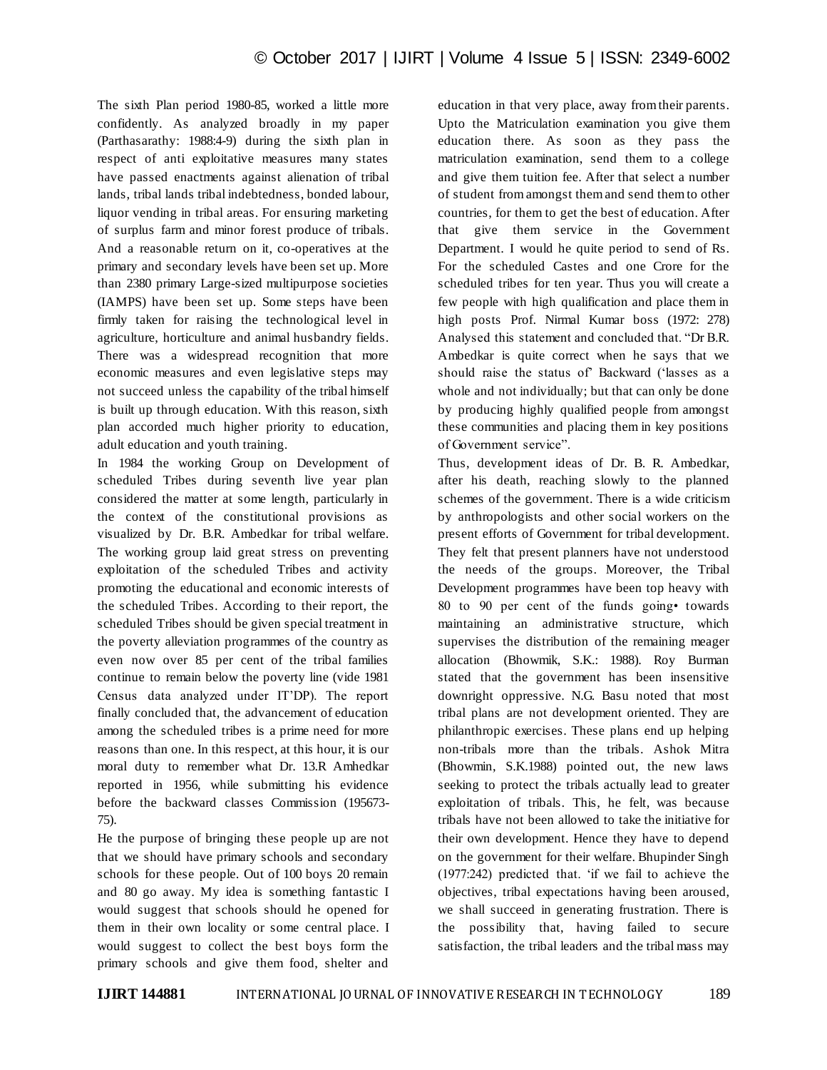The sixth Plan period 1980-85, worked a little more confidently. As analyzed broadly in my paper (Parthasarathy: 1988:4-9) during the sixth plan in respect of anti exploitative measures many states have passed enactments against alienation of tribal lands, tribal lands tribal indebtedness, bonded labour, liquor vending in tribal areas. For ensuring marketing of surplus farm and minor forest produce of tribals. And a reasonable return on it, co-operatives at the primary and secondary levels have been set up. More than 2380 primary Large-sized multipurpose societies (IAMPS) have been set up. Some steps have been firmly taken for raising the technological level in agriculture, horticulture and animal husbandry fields. There was a widespread recognition that more economic measures and even legislative steps may not succeed unless the capability of the tribal himself is built up through education. With this reason, sixth plan accorded much higher priority to education, adult education and youth training.

In 1984 the working Group on Development of scheduled Tribes during seventh live year plan considered the matter at some length, particularly in the context of the constitutional provisions as visualized by Dr. B.R. Ambedkar for tribal welfare. The working group laid great stress on preventing exploitation of the scheduled Tribes and activity promoting the educational and economic interests of the scheduled Tribes. According to their report, the scheduled Tribes should be given special treatment in the poverty alleviation programmes of the country as even now over 85 per cent of the tribal families continue to remain below the poverty line (vide 1981 Census data analyzed under IT'DP). The report finally concluded that, the advancement of education among the scheduled tribes is a prime need for more reasons than one. In this respect, at this hour, it is our moral duty to remember what Dr. 13.R Amhedkar reported in 1956, while submitting his evidence before the backward classes Commission (195673-75).

He the purpose of bringing these people up are not that we should have primary schools and secondary schools for these people. Out of 100 boys 20 remain and 80 go away. My idea is something fantastic I would suggest that schools should he opened for them in their own locality or some central place. I would suggest to collect the best boys form the primary schools and give them food, shelter and education in that very place, away from their parents. Upto the Matriculation examination you give them education there. As soon as they pass the matriculation examination, send them to a college and give them tuition fee. After that select a number of student from amongst them and send them to other countries, for them to get the best of education. After that give them service in the Government Department. I would he quite period to send of Rs. For the scheduled Castes and one Crore for the scheduled tribes for ten year. Thus you will create a few people with high qualification and place them in high posts Prof. Nirmal Kumar boss (1972: 278) Analysed this statement and concluded that. "Dr B.R. Ambedkar is quite correct when he says that we should raise the status of' Backward ('lasses as a whole and not individually; but that can only be done by producing highly qualified people from amongst these communities and placing them in key positions of Government service".

Thus, development ideas of Dr. B. R. Ambedkar, after his death, reaching slowly to the planned schemes of the government. There is a wide criticism by anthropologists and other social workers on the present efforts of Government for tribal development. They felt that present planners have not understood the needs of the groups. Moreover, the Tribal Development programmes have been top heavy with 80 to 90 per cent of the funds going• towards maintaining an administrative structure, which supervises the distribution of the remaining meager allocation (Bhowmik, S.K.: 1988). Roy Burman stated that the government has been insensitive downright oppressive. N.G. Basu noted that most tribal plans are not development oriented. They are philanthropic exercises. These plans end up helping non-tribals more than the tribals. Ashok Mitra (Bhowmin, S.K.1988) pointed out, the new laws seeking to protect the tribals actually lead to greater exploitation of tribals. This, he felt, was because tribals have not been allowed to take the initiative for their own development. Hence they have to depend on the government for their welfare. Bhupinder Singh (1977:242) predicted that. 'if we fail to achieve the objectives, tribal expectations having been aroused, we shall succeed in generating frustration. There is the possibility that, having failed to secure satisfaction, the tribal leaders and the tribal mass may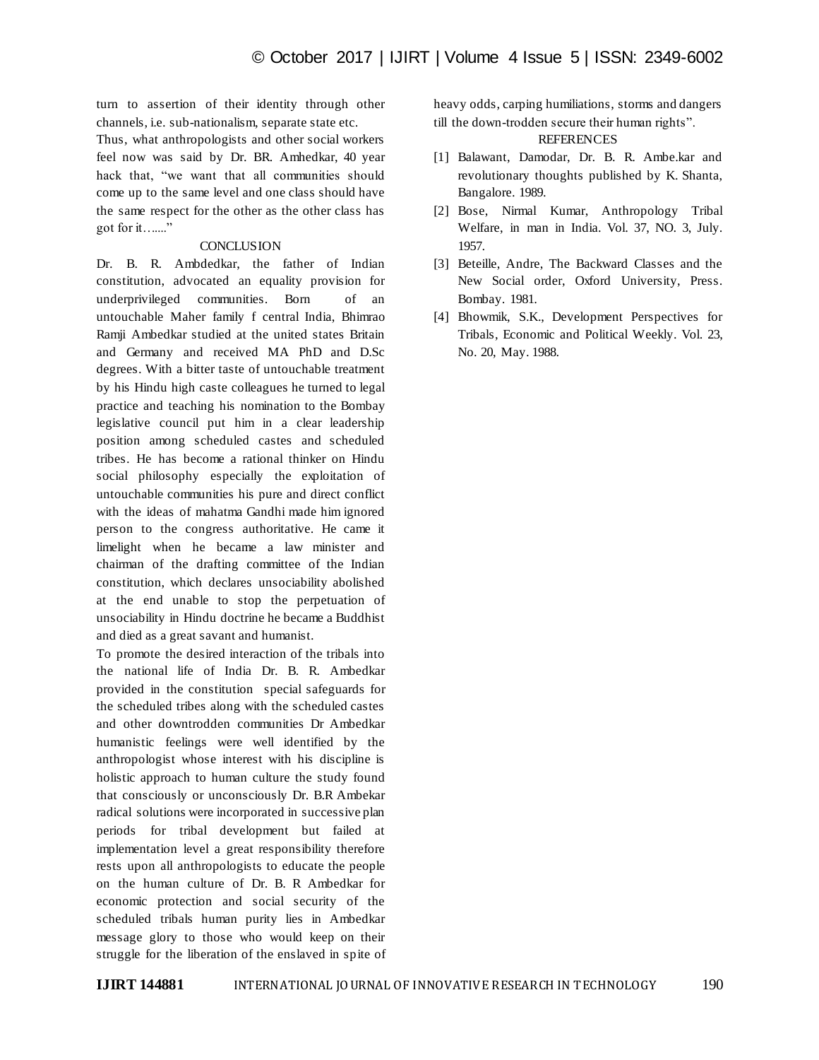turn to assertion of their identity through other channels, i.e. sub-nationalism, separate state etc.

Thus, what anthropologists and other social workers feel now was said by Dr. BR. Amhedkar, 40 year hack that, "we want that all communities should come up to the same level and one class should have the same respect for the other as the other class has got for it…....."

## CONCLUSION

Dr. B. R. Ambdedkar, the father of Indian constitution, advocated an equality provision for underprivileged communities. Born of an untouchable Maher family f central India, Bhimrao Ramji Ambedkar studied at the united states Britain and Germany and received MA PhD and D.Sc degrees. With a bitter taste of untouchable treatment by his Hindu high caste colleagues he turned to legal practice and teaching his nomination to the Bombay legislative council put him in a clear leadership position among scheduled castes and scheduled tribes. He has become a rational thinker on Hindu social philosophy especially the exploitation of untouchable communities his pure and direct conflict with the ideas of mahatma Gandhi made him ignored person to the congress authoritative. He came it limelight when he became a law minister and chairman of the drafting committee of the Indian constitution, which declares unsociability abolished at the end unable to stop the perpetuation of unsociability in Hindu doctrine he became a Buddhist and died as a great savant and humanist.

To promote the desired interaction of the tribals into the national life of India Dr. B. R. Ambedkar provided in the constitution special safeguards for the scheduled tribes along with the scheduled castes and other downtrodden communities Dr Ambedkar humanistic feelings were well identified by the anthropologist whose interest with his discipline is holistic approach to human culture the study found that consciously or unconsciously Dr. B.R Ambekar radical solutions were incorporated in successive plan periods for tribal development but failed at implementation level a great responsibility therefore rests upon all anthropologists to educate the people on the human culture of Dr. B. R Ambedkar for economic protection and social security of the scheduled tribals human purity lies in Ambedkar message glory to those who would keep on their struggle for the liberation of the enslaved in spite of heavy odds, carping humiliations, storms and dangers till the down-trodden secure their human rights".

## REFERENCES

[1] Balawant, Damodar, Dr. B. R. Ambe.kar and revolutionary thoughts published by K. Shanta, Bangalore. 1989.

[2] Bose, Nirmal Kumar, Anthropology Tribal Welfare, in man in India. Vol. 37, NO. 3, July. 1957.

[3] Beteille, Andre, The Backward Classes and the New Social order, Oxford University, Press. Bombay. 1981.

[4] Bhowmik, S.K., Development Perspectives for Tribals, Economic and Political Weekly. Vol. 23, No. 20, May. 1988.